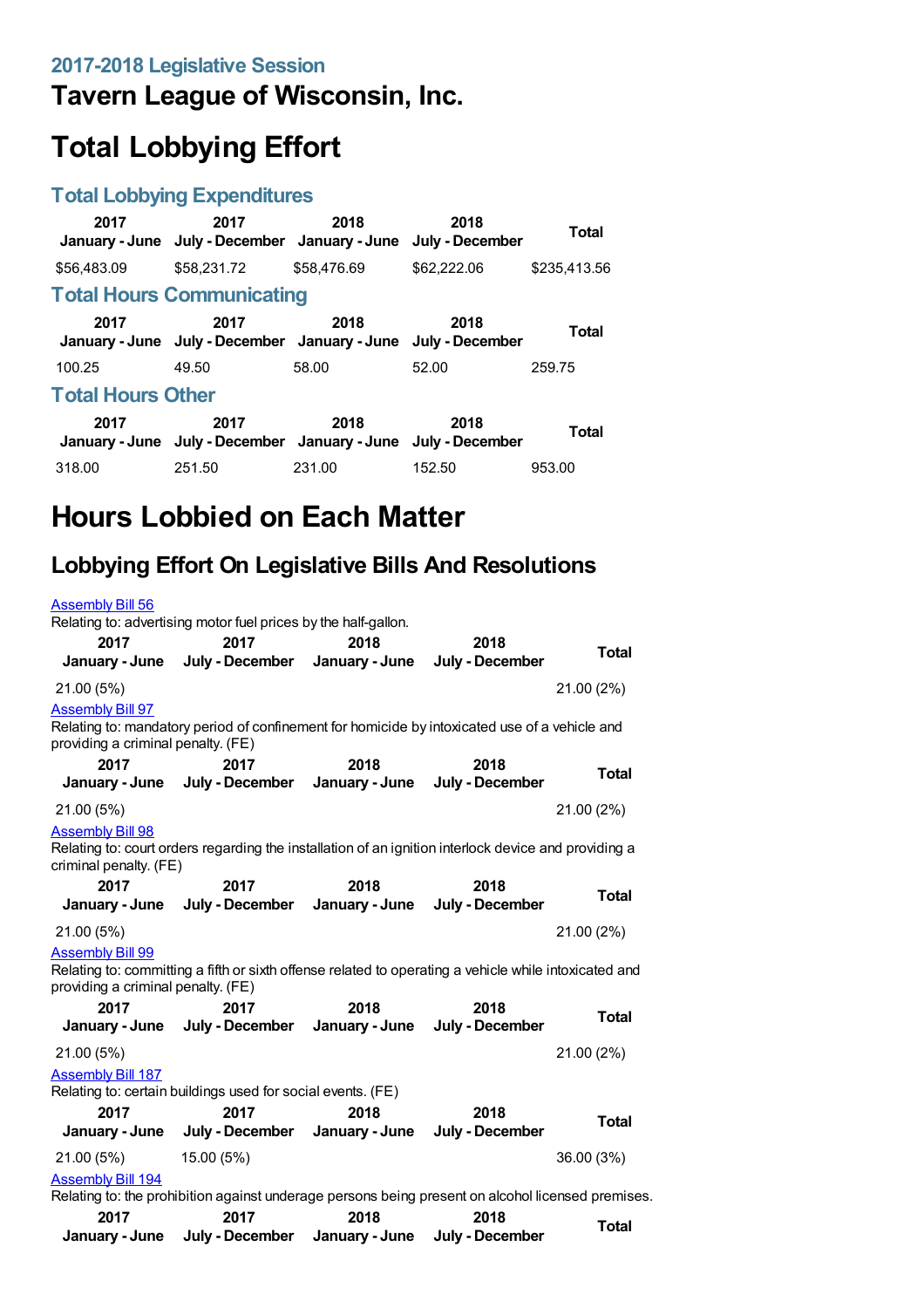### 2017-2018 Legislative Session

# Tavern League of Wisconsin, Inc.

# Total Lobbying Effort

### Total Lobbying Expenditures

| 2017 January - June | 2017 July - December | 2018 January - June | 2018 July - December | Total |
|---|---|---|---|---|
| $56,483.09 | $58,231.72 | $58,476.69 | $62,222.06 | $235,413.56 |

### Total Hours Communicating

| 2017 January - June | 2017 July - December | 2018 January - June | 2018 July - December | Total |
|---|---|---|---|---|
| 100.25 | 49.50 | 58.00 | 52.00 | 259.75 |

### Total Hours Other

| 2017 January - June | 2017 July - December | 2018 January - June | 2018 July - December | Total |
|---|---|---|---|---|
| 318.00 | 251.50 | 231.00 | 152.50 | 953.00 |

# Hours Lobbied on Each Matter

## Lobbying Effort On Legislative Bills And Resolutions

Assembly Bill 56
Relating to: advertising motor fuel prices by the half-gallon.

| 2017 January - June | 2017 July - December | 2018 January - June | 2018 July - December | Total |
|---|---|---|---|---|
| 21.00 (5%) | | | | 21.00 (2%) |

Assembly Bill 97
Relating to: mandatory period of confinement for homicide by intoxicated use of a vehicle and providing a criminal penalty. (FE)

| 2017 January - June | 2017 July - December | 2018 January - June | 2018 July - December | Total |
|---|---|---|---|---|
| 21.00 (5%) | | | | 21.00 (2%) |

Assembly Bill 98
Relating to: court orders regarding the installation of an ignition interlock device and providing a criminal penalty. (FE)

| 2017 January - June | 2017 July - December | 2018 January - June | 2018 July - December | Total |
|---|---|---|---|---|
| 21.00 (5%) | | | | 21.00 (2%) |

Assembly Bill 99
Relating to: committing a fifth or sixth offense related to operating a vehicle while intoxicated and providing a criminal penalty. (FE)

| 2017 January - June | 2017 July - December | 2018 January - June | 2018 July - December | Total |
|---|---|---|---|---|
| 21.00 (5%) | | | | 21.00 (2%) |

Assembly Bill 187
Relating to: certain buildings used for social events. (FE)

| 2017 January - June | 2017 July - December | 2018 January - June | 2018 July - December | Total |
|---|---|---|---|---|
| 21.00 (5%) | 15.00 (5%) | | | 36.00 (3%) |

Assembly Bill 194
Relating to: the prohibition against underage persons being present on alcohol licensed premises.

| 2017 January - June | 2017 July - December | 2018 January - June | 2018 July - December | Total |
|---|---|---|---|---|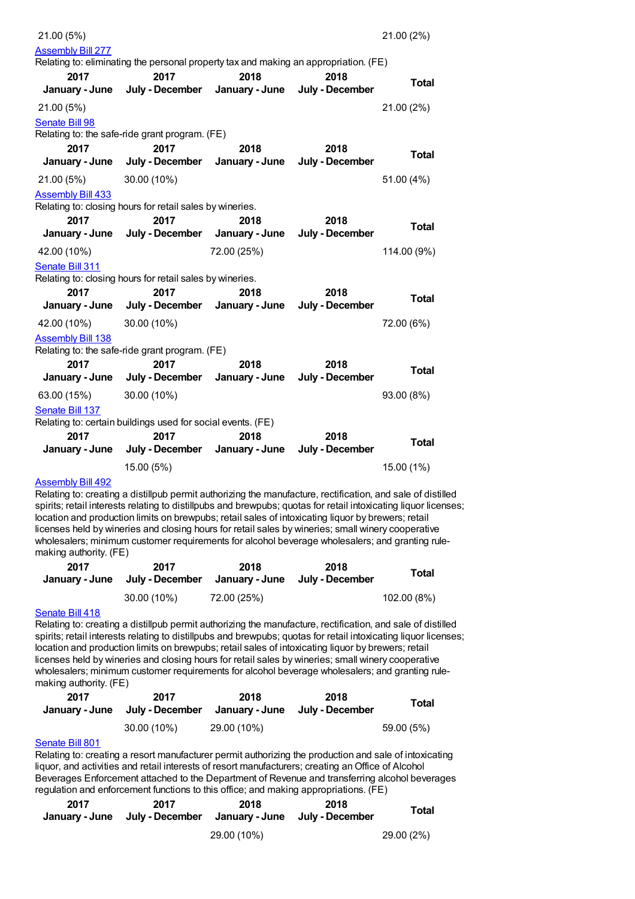| | | | | |
|---|---|---|---|---|
| 21.00 (5%) | | | | 21.00 (2%) |

Assembly Bill 277

Relating to: eliminating the personal property tax and making an appropriation. (FE)

| 2017 January - June | 2017 July - December | 2018 January - June | 2018 July - December | Total |
|---|---|---|---|---|
| 21.00 (5%) | | | | 21.00 (2%) |

Senate Bill 98

Relating to: the safe-ride grant program. (FE)

| 2017 January - June | 2017 July - December | 2018 January - June | 2018 July - December | Total |
|---|---|---|---|---|
| 21.00 (5%) | 30.00 (10%) | | | 51.00 (4%) |

Assembly Bill 433

Relating to: closing hours for retail sales by wineries.

| 2017 January - June | 2017 July - December | 2018 January - June | 2018 July - December | Total |
|---|---|---|---|---|
| 42.00 (10%) | | 72.00 (25%) | | 114.00 (9%) |

Senate Bill 311

Relating to: closing hours for retail sales by wineries.

| 2017 January - June | 2017 July - December | 2018 January - June | 2018 July - December | Total |
|---|---|---|---|---|
| 42.00 (10%) | 30.00 (10%) | | | 72.00 (6%) |

Assembly Bill 138

Relating to: the safe-ride grant program. (FE)

| 2017 January - June | 2017 July - December | 2018 January - June | 2018 July - December | Total |
|---|---|---|---|---|
| 63.00 (15%) | 30.00 (10%) | | | 93.00 (8%) |

Senate Bill 137

Relating to: certain buildings used for social events. (FE)

| 2017 January - June | 2017 July - December | 2018 January - June | 2018 July - December | Total |
|---|---|---|---|---|
| | 15.00 (5%) | | | 15.00 (1%) |

Assembly Bill 492

Relating to: creating a distillpub permit authorizing the manufacture, rectification, and sale of distilled spirits; retail interests relating to distillpubs and brewpubs; quotas for retail intoxicating liquor licenses; location and production limits on brewpubs; retail sales of intoxicating liquor by brewers; retail licenses held by wineries and closing hours for retail sales by wineries; small winery cooperative wholesalers; minimum customer requirements for alcohol beverage wholesalers; and granting rule-making authority. (FE)

| 2017 January - June | 2017 July - December | 2018 January - June | 2018 July - December | Total |
|---|---|---|---|---|
| | 30.00 (10%) | 72.00 (25%) | | 102.00 (8%) |

Senate Bill 418

Relating to: creating a distillpub permit authorizing the manufacture, rectification, and sale of distilled spirits; retail interests relating to distillpubs and brewpubs; quotas for retail intoxicating liquor licenses; location and production limits on brewpubs; retail sales of intoxicating liquor by brewers; retail licenses held by wineries and closing hours for retail sales by wineries; small winery cooperative wholesalers; minimum customer requirements for alcohol beverage wholesalers; and granting rule-making authority. (FE)

| 2017 January - June | 2017 July - December | 2018 January - June | 2018 July - December | Total |
|---|---|---|---|---|
| | 30.00 (10%) | 29.00 (10%) | | 59.00 (5%) |

Senate Bill 801

Relating to: creating a resort manufacturer permit authorizing the production and sale of intoxicating liquor, and activities and retail interests of resort manufacturers; creating an Office of Alcohol Beverages Enforcement attached to the Department of Revenue and transferring alcohol beverages regulation and enforcement functions to this office; and making appropriations. (FE)

| 2017 January - June | 2017 July - December | 2018 January - June | 2018 July - December | Total |
|---|---|---|---|---|
| | | 29.00 (10%) | | 29.00 (2%) |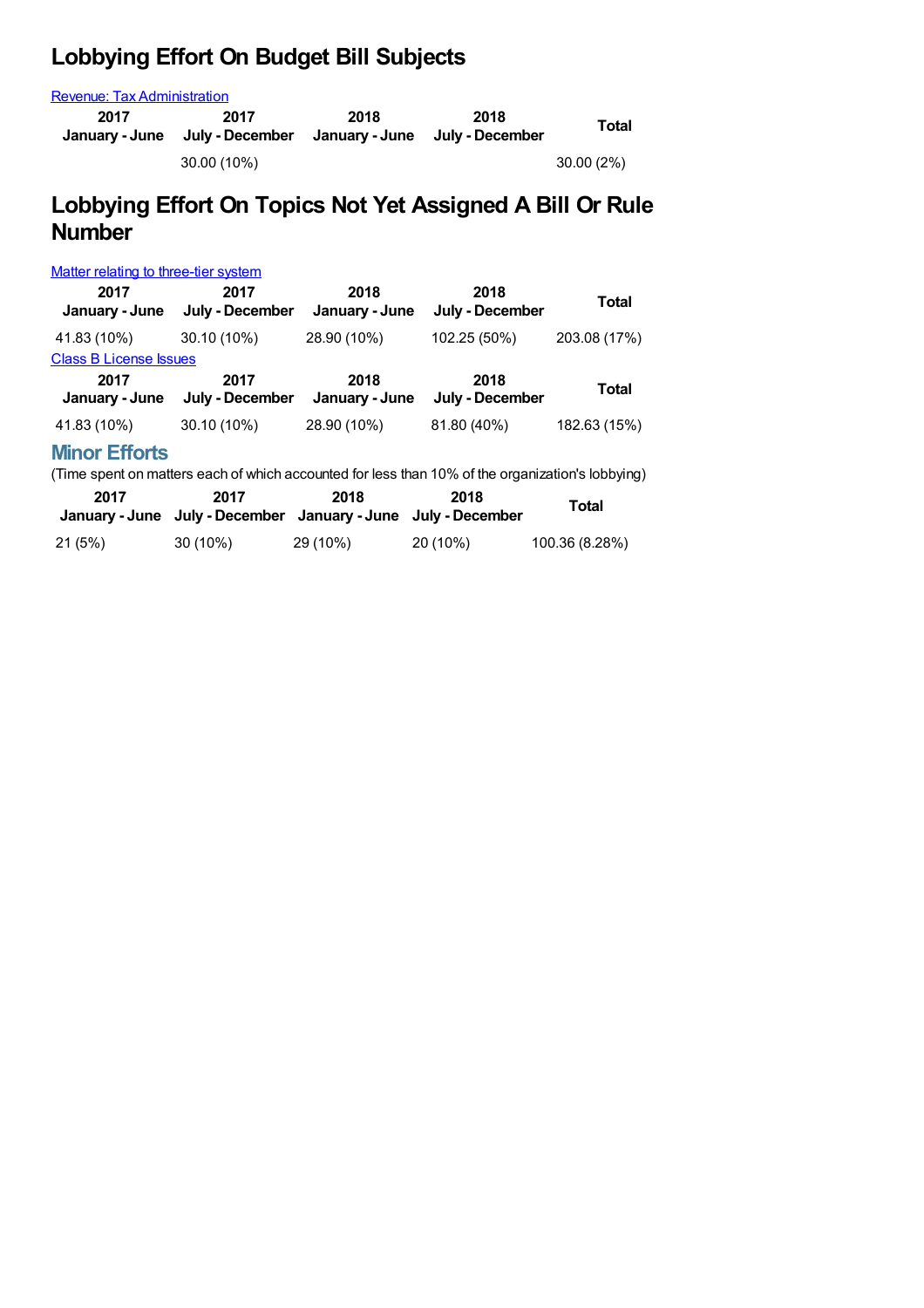## Lobbying Effort On Budget Bill Subjects

Revenue: Tax Administration

| 2017 January - June | 2017 July - December | 2018 January - June | 2018 July - December | Total |
|---|---|---|---|---|
| | 30.00 (10%) | | | 30.00 (2%) |

## Lobbying Effort On Topics Not Yet Assigned A Bill Or Rule Number

Matter relating to three-tier system

| 2017 January - June | 2017 July - December | 2018 January - June | 2018 July - December | Total |
|---|---|---|---|---|
| 41.83 (10%) | 30.10 (10%) | 28.90 (10%) | 102.25 (50%) | 203.08 (17%) |

Class B License Issues

| 2017 January - June | 2017 July - December | 2018 January - June | 2018 July - December | Total |
|---|---|---|---|---|
| 41.83 (10%) | 30.10 (10%) | 28.90 (10%) | 81.80 (40%) | 182.63 (15%) |

### Minor Efforts

(Time spent on matters each of which accounted for less than 10% of the organization's lobbying)

| 2017 January - June | 2017 July - December | 2018 January - June | 2018 July - December | Total |
|---|---|---|---|---|
| 21 (5%) | 30 (10%) | 29 (10%) | 20 (10%) | 100.36 (8.28%) |